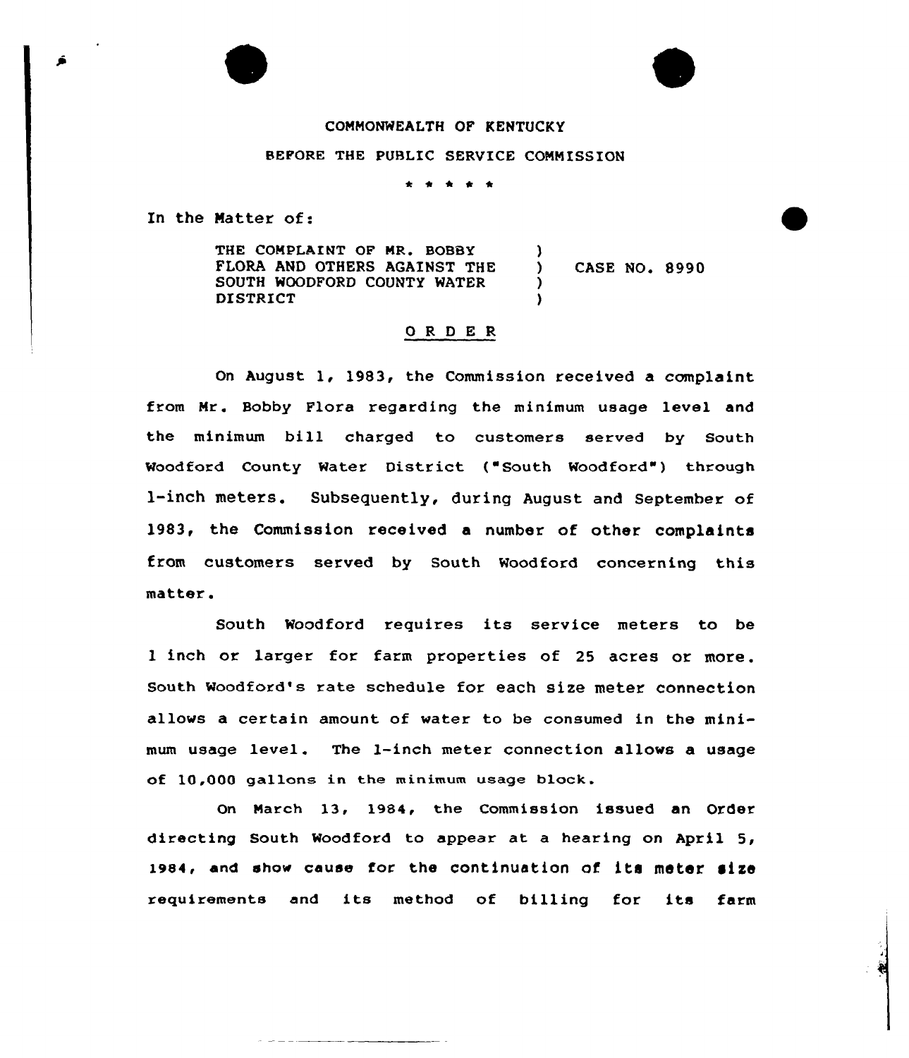COMMONWEALTH OF KENTUCKY

BEFORE THE PUBLIC SERVICE COMMISSION

\* \* \* \* \*

In the Matter of:

THE COMPLAINT OF MR. BOBBY FLORA AND OTHERS AGAINST THE SOUTH WOODFORD COUNTY WATER DISTRICT ) CASE NO. 8990

## O R D E R

On August 1, 1983, the Commission received a complaint from Mr. Bobby Flora regarding the minimum usage level and the minimum bill charged to customers served by South Woodford County Water District ("South Woodford") through 1-inch meters. Subsequently, during August and September of 1983, the Commission received a number of other complaints from customers served by South Woodford concerning this matter.

South Woodford requires its service meters to be 1 inch or larger for farm properties of 25 acres or more. South Woodford's rate schedule for each size meter connection allows a certain amount of water to be consumed in the minimum usage level. The 1-inch meter connection allows a usage of 10,000 gallons in the minimum usage block.

On March 13, 1984, the Commission issued an Order directing South Woodford to appear at a hearing on April 5, 1984, and show cause for the continuation of its meter size requirements and its method of billing for its farm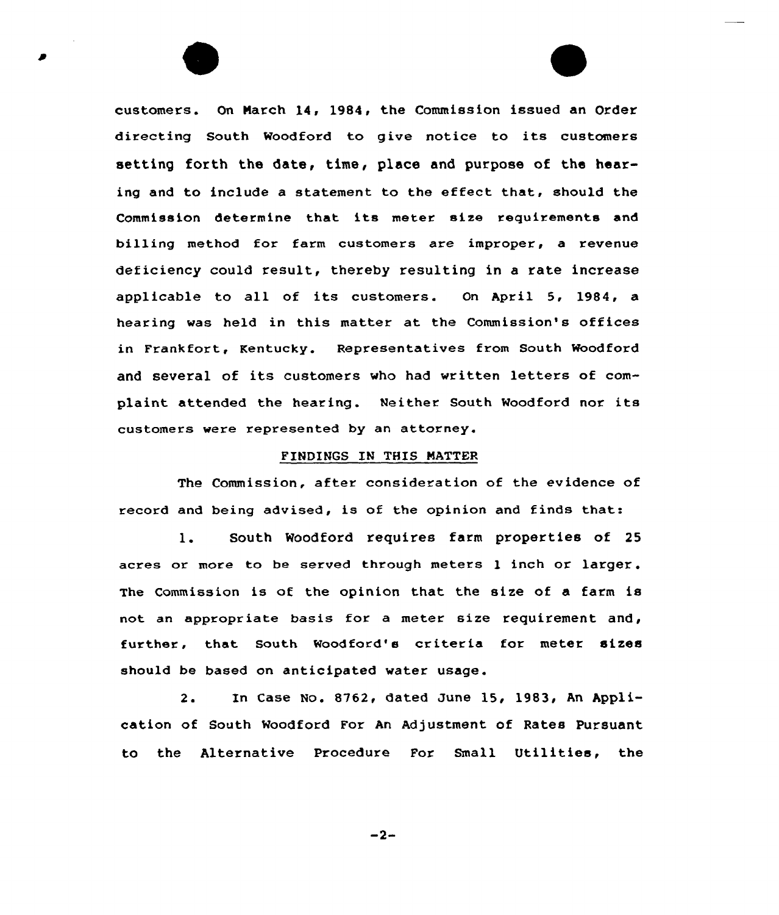customers. On March 14, 1984, the Commission issued an Order directing South Woodford to give notice to its customers setting forth the date, time, place and purpose of the hearing and to include a statement to the effect that, should the Commission determine that its meter size requirements and billing method for farm customers are improper, a revenue deficiency could result, thereby resulting in a rate increase applicable to all of its customers. On April 5, 1984, a hearing was held in this matter at the Commission's offices in Frankfort, Kentucky. Representatives from South Woodford and several of its customers who had written letters of complaint attended the hearing. Neither South Woodford nor its customers were represented by an attorney.

## FINDINGS IN THIS MATTER

The Commission, after consideration of the evidence of record and being advised, is of the opinion and finds that:

1. South Woodford requires farm properties of 25 acres or more to be served through meters 1 inch or larger. The Commission is of the opinion that the size of a farm is not an appropriate basis for a meter size requirement and, further, that South Woodford's criteria for meter sizes should be based on anticipated water usage.

2. In Case No. 8762, dated June 15, 1983, An Application of South Woodford For An Adjustment of Rates Pursuant to the Alternative Procedure For Small Utilities, the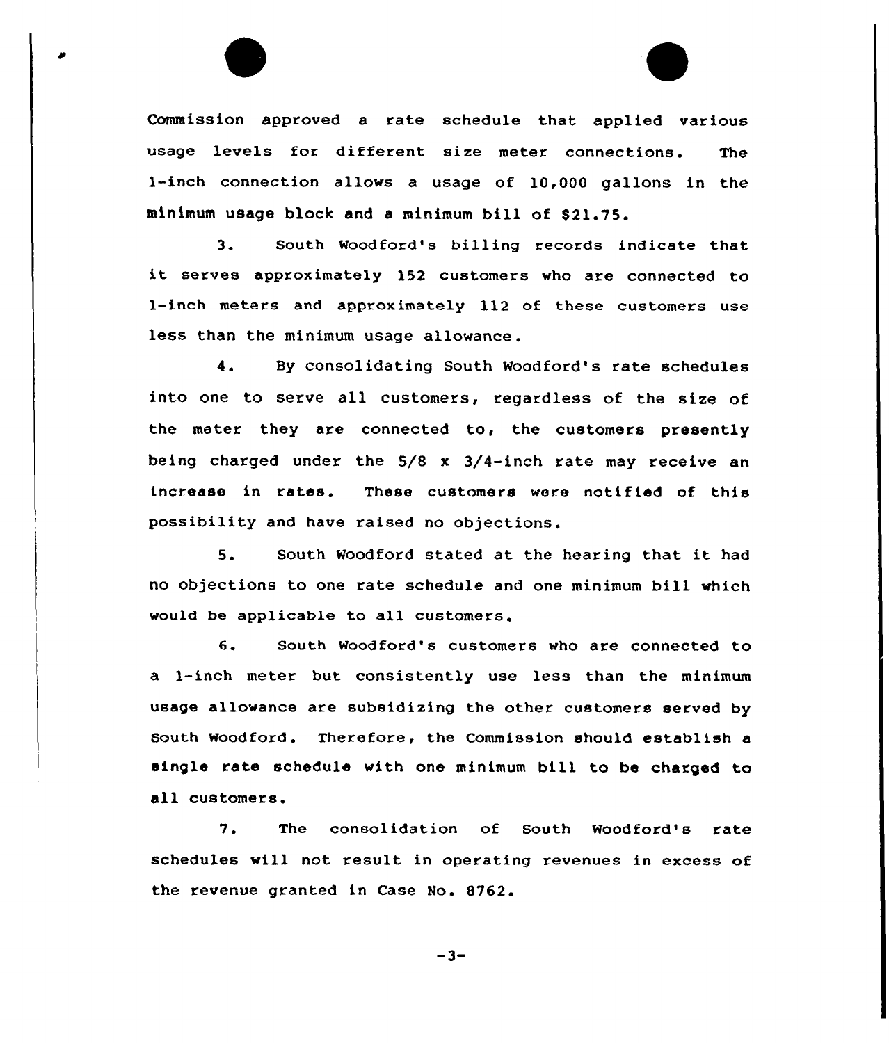Commission approved a rate schedule that applied various usage levels for different size meter connections. The 1-inch connection allows a usage of 10,000 gallons in the minimum usage block and a minimum bill of $21.75.

3. South Woodford's billing records indicate that it serves approximately 152 customers who are connected to 1-inch meters and approximately 112 of these customers use less than the minimum usage allowance.

4. By consolidating South Woodford's rate schedules into one to serve all customers, regardless of the size of the meter they are connected to, the customers presently being charged under the 5/8 x 3/4-inch rate may receive an increase in rates. These customers were notified of this possibility and have raised no objections.

5. South Woodford stated at the hearing that it had no objections to one rate schedule and one minimum bill which would be applicable to all customers.

6. South Woodford's customers who are connected to a 1-inch meter but consistently use less than the minimum usage allowance are subsidizing the other customers served by South Woodford. Therefore, the Commission should establish a single rate schedule with one minimum bill to be charged to all customers.

7. The consolidation of South Woodford's rate schedules will not result in operating revenues in excess of the revenue granted in Case No. 8762.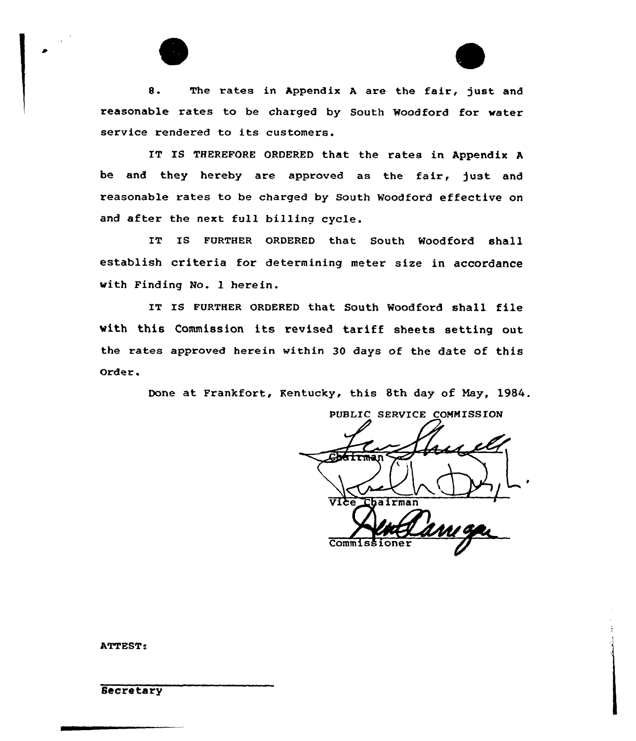8. The rates in Appendix A are the fair, just and reasonable rates to be charged by South Woodford for water service rendered to its customers.

IT IS THEREFORE ORDERED that the rates in Appendix A be and they hereby are approved as the fair, just and reasonable rates to be charged by South Woodford effective on and after the next full billing cycle.

IT IS FURTHER ORDERED that South Woodford shall establish criteria for determining meter size in accordance with Finding No. 1 herein.

IT IS FURTHER ORDERED that South Woodford shall file with this Commission its revised tariff sheets setting out the rates approved herein within 30 days of the date of this Order.

Done at Frankfort, Kentucky, this 8th day of May, 1984.

PUBLIC SERVICE COMMISSION

Chairman

Vice Chairman

Commissioner

ATTEST:

Secretary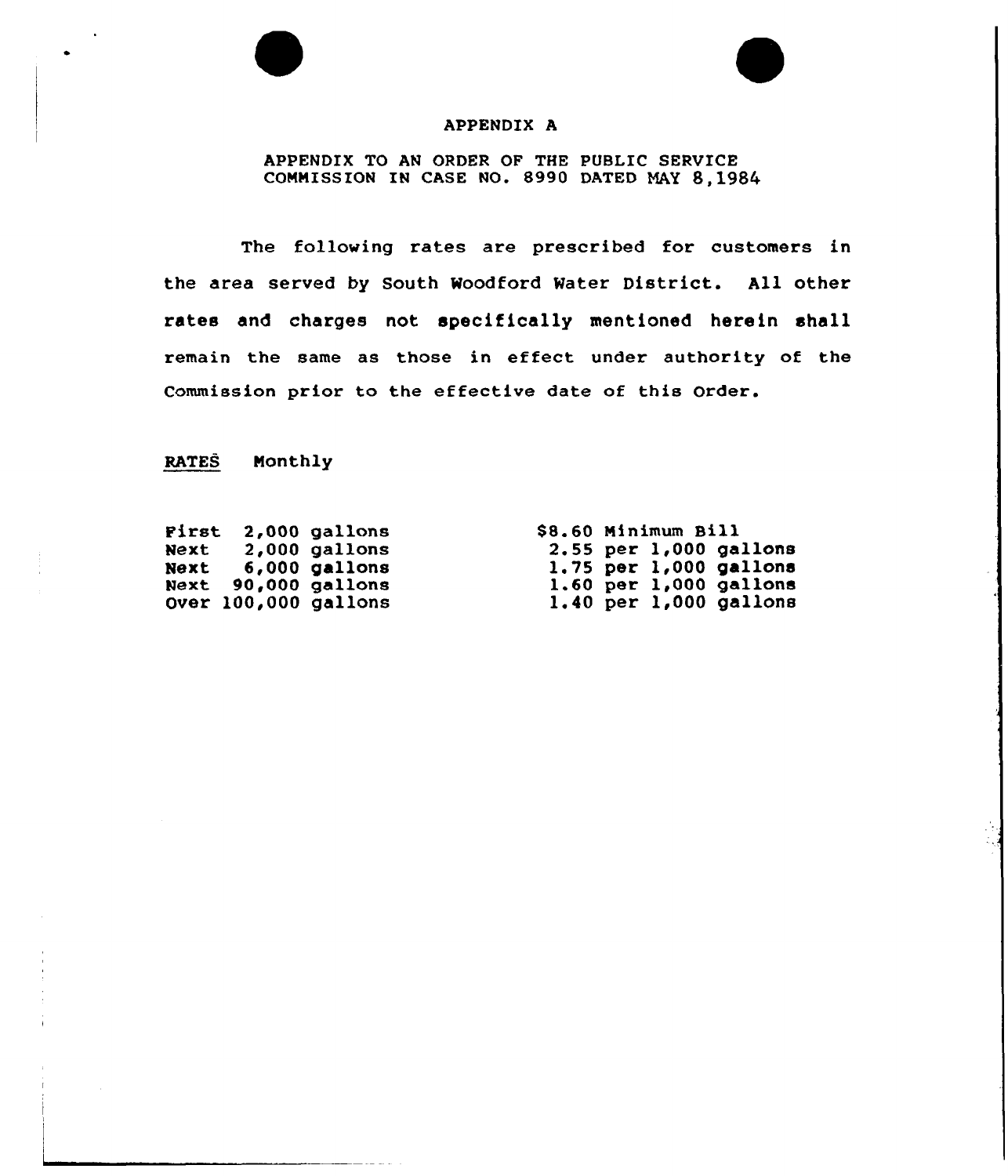# APPENDIX A

APPENDIX TO AN ORDER OF THE PUBLIC SERVICE COMMISSION IN CASE NO. 8990 DATED MAY 8,1984

The following rates are prescribed for customers in the area served by South Woodford Water District. All other rates and charges not specifically mentioned herein shall remain the same as those in effect under authority of the Commission prior to the effective date of this Order.

RATES Monthly

| | |
|---|---|
| First 2,000 gallons | $8.60 Minimum Bill |
| Next 2,000 gallons | 2.55 per 1,000 gallons |
| Next 6,000 gallons | 1.75 per 1,000 gallons |
| Next 90,000 gallons | 1.60 per 1,000 gallons |
| Over 100,000 gallons | 1.40 per 1,000 gallons |